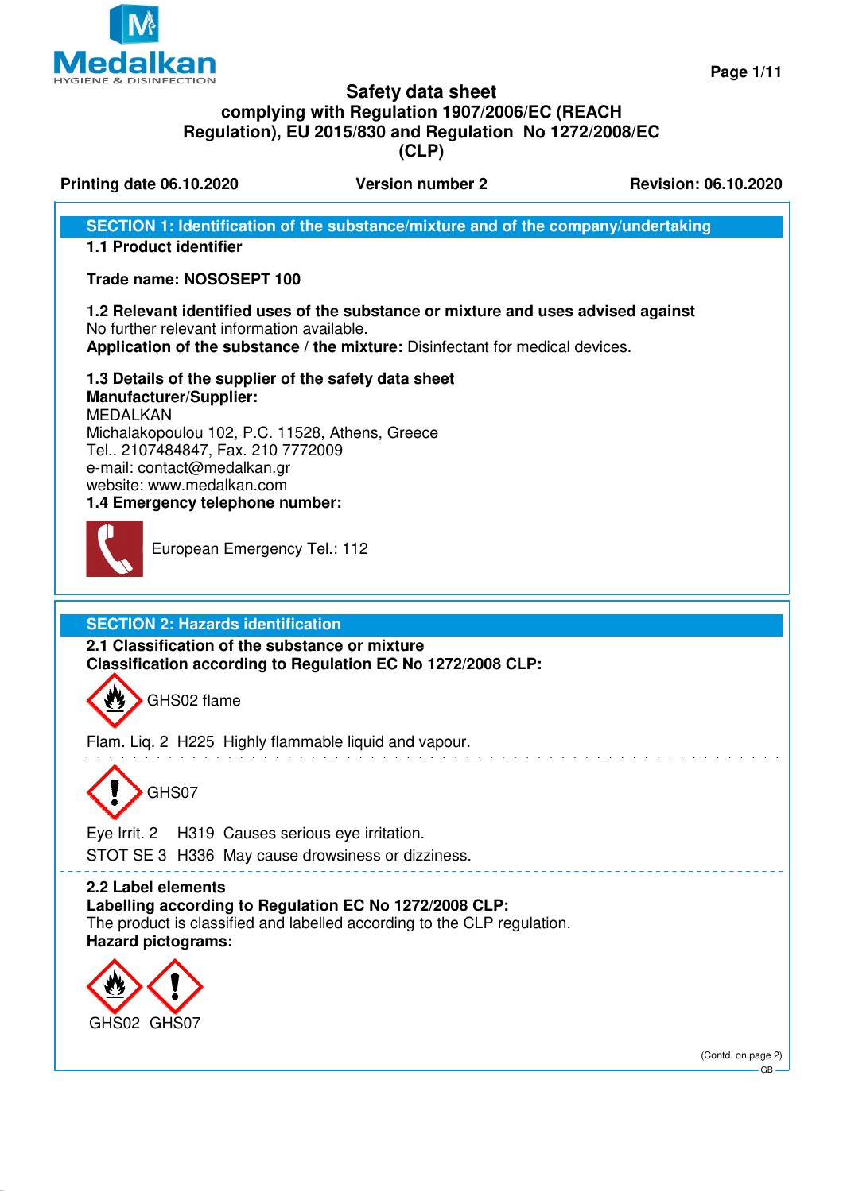# Safety data sheet
## complying with Regulation 1907/2006/EC (REACH Regulation), EU 2015/830 and Regulation No 1272/2008/EC (CLP)

**Printing date 06.10.2020** **Version number 2** **Revision: 06.10.2020**

## SECTION 1: Identification of the substance/mixture and of the company/undertaking

**1.1 Product identifier**

**Trade name: NOSOSEPT 100**

**1.2 Relevant identified uses of the substance or mixture and uses advised against**
No further relevant information available.
**Application of the substance / the mixture:** Disinfectant for medical devices.

**1.3 Details of the supplier of the safety data sheet**
**Manufacturer/Supplier:**
MEDALKAN
Michalakopoulou 102, P.C. 11528, Athens, Greece
Tel.. 2107484847, Fax. 210 7772009
e-mail: contact@medalkan.gr
website: www.medalkan.com

**1.4 Emergency telephone number:**

European Emergency Tel.: 112

## SECTION 2: Hazards identification

**2.1 Classification of the substance or mixture**
**Classification according to Regulation EC No 1272/2008 CLP:**

GHS02 flame

Flam. Liq. 2 H225 Highly flammable liquid and vapour.

GHS07

Eye Irrit. 2 H319 Causes serious eye irritation.
STOT SE 3 H336 May cause drowsiness or dizziness.

**2.2 Label elements**
**Labelling according to Regulation EC No 1272/2008 CLP:**
The product is classified and labelled according to the CLP regulation.
**Hazard pictograms:**

GHS02 GHS07

(Contd. on page 2)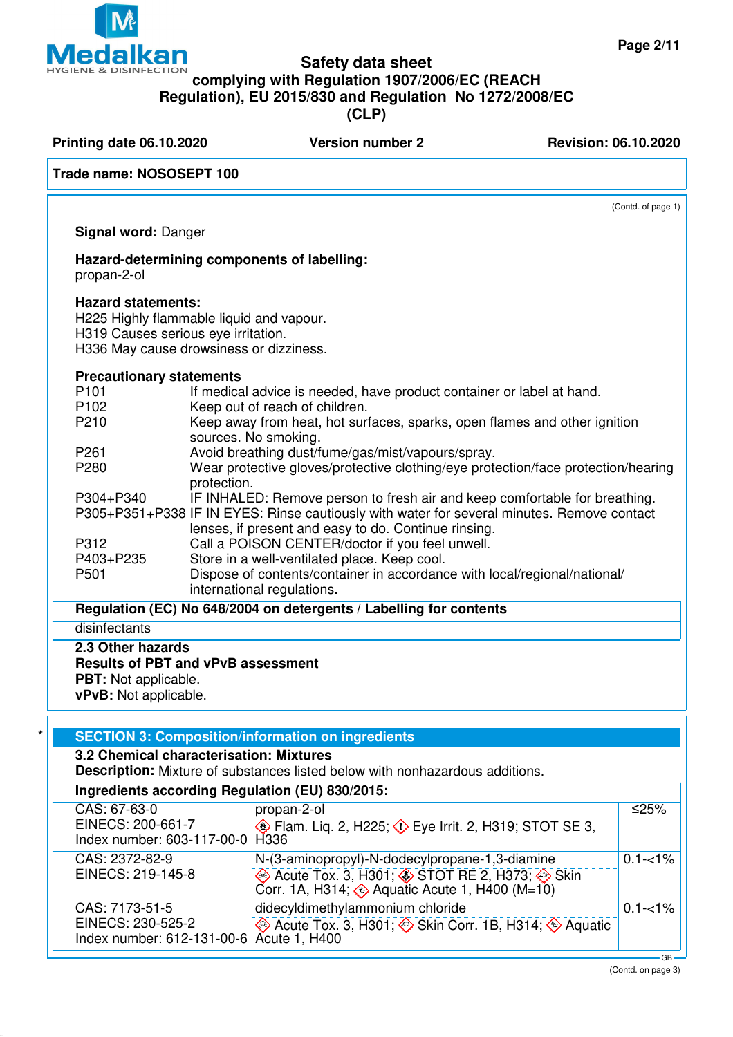**Trade name: NOSOSEPT 100**

(Contd. of page 1)

**Signal word:** Danger

**Hazard-determining components of labelling:**
propan-2-ol

**Hazard statements:**
H225 Highly flammable liquid and vapour.
H319 Causes serious eye irritation.
H336 May cause drowsiness or dizziness.

**Precautionary statements**

| | |
|---|---|
| P101 | If medical advice is needed, have product container or label at hand. |
| P102 | Keep out of reach of children. |
| P210 | Keep away from heat, hot surfaces, sparks, open flames and other ignition sources. No smoking. |
| P261 | Avoid breathing dust/fume/gas/mist/vapours/spray. |
| P280 | Wear protective gloves/protective clothing/eye protection/face protection/hearing protection. |
| P304+P340 | IF INHALED: Remove person to fresh air and keep comfortable for breathing. |
| P305+P351+P338 | IF IN EYES: Rinse cautiously with water for several minutes. Remove contact lenses, if present and easy to do. Continue rinsing. |
| P312 | Call a POISON CENTER/doctor if you feel unwell. |
| P403+P235 | Store in a well-ventilated place. Keep cool. |
| P501 | Dispose of contents/container in accordance with local/regional/national/ international regulations. |

**Regulation (EC) No 648/2004 on detergents / Labelling for contents**

disinfectants

**2.3 Other hazards**

**Results of PBT and vPvB assessment**

**PBT:** Not applicable.

**vPvB:** Not applicable.

## SECTION 3: Composition/information on ingredients

**3.2 Chemical characterisation: Mixtures**

**Description:** Mixture of substances listed below with nonhazardous additions.

**Ingredients according Regulation (EU) 830/2015:**

| | | |
|---|---|---|
| CAS: 67-63-0<br>EINECS: 200-661-7<br>Index number: 603-117-00-0 | propan-2-ol<br>Flam. Liq. 2, H225; Eye Irrit. 2, H319; STOT SE 3, H336 | ≤25% |
| CAS: 2372-82-9<br>EINECS: 219-145-8 | N-(3-aminopropyl)-N-dodecylpropane-1,3-diamine<br>Acute Tox. 3, H301; STOT RE 2, H373; Skin Corr. 1A, H314; Aquatic Acute 1, H400 (M=10) | 0.1-<1% |
| CAS: 7173-51-5<br>EINECS: 230-525-2<br>Index number: 612-131-00-6 | didecyldimethylammonium chloride<br>Acute Tox. 3, H301; Skin Corr. 1B, H314; Aquatic Acute 1, H400 | 0.1-<1% |

(Contd. on page 3)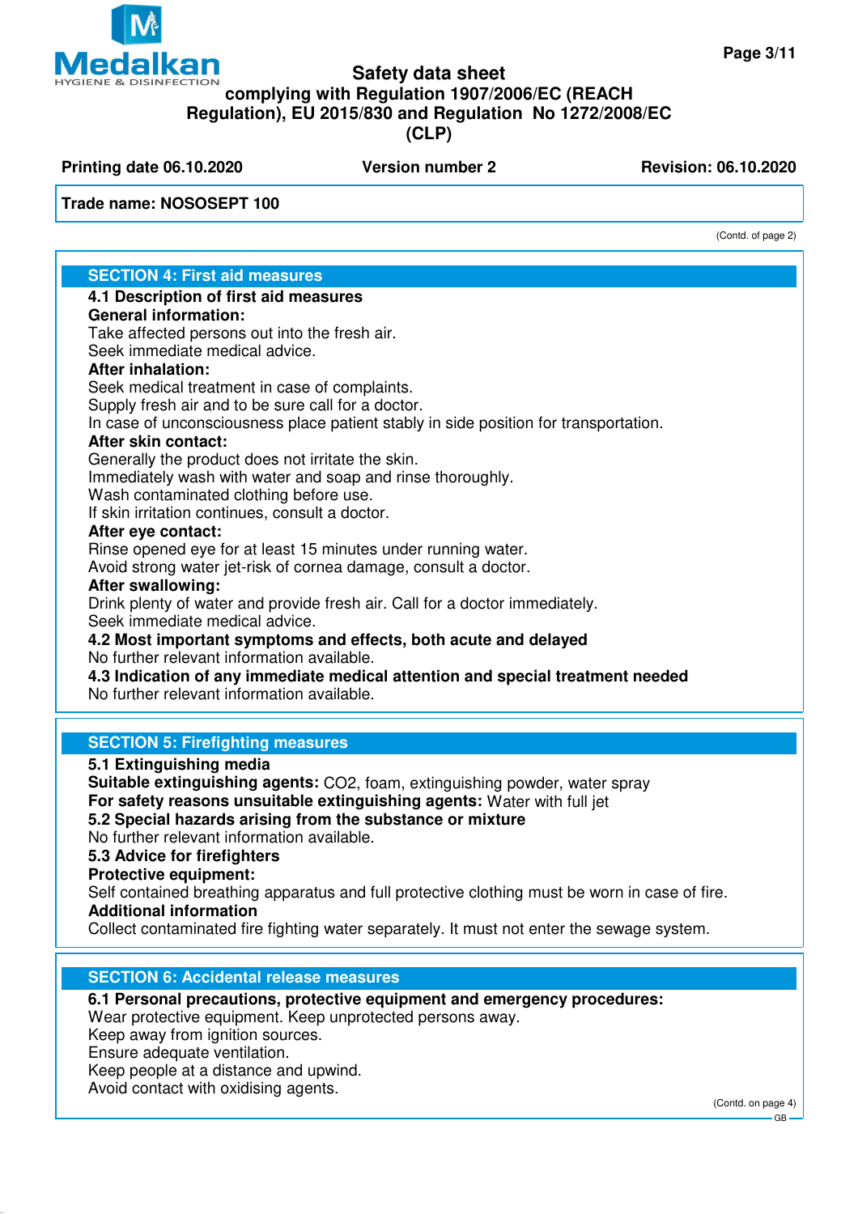Trade name: NOSOSEPT 100

(Contd. of page 2)

## SECTION 4: First aid measures

**4.1 Description of first aid measures**

**General information:**
Take affected persons out into the fresh air.
Seek immediate medical advice.

**After inhalation:**
Seek medical treatment in case of complaints.
Supply fresh air and to be sure call for a doctor.
In case of unconsciousness place patient stably in side position for transportation.

**After skin contact:**
Generally the product does not irritate the skin.
Immediately wash with water and soap and rinse thoroughly.
Wash contaminated clothing before use.
If skin irritation continues, consult a doctor.

**After eye contact:**
Rinse opened eye for at least 15 minutes under running water.
Avoid strong water jet-risk of cornea damage, consult a doctor.

**After swallowing:**
Drink plenty of water and provide fresh air. Call for a doctor immediately.
Seek immediate medical advice.

**4.2 Most important symptoms and effects, both acute and delayed**
No further relevant information available.

**4.3 Indication of any immediate medical attention and special treatment needed**
No further relevant information available.

## SECTION 5: Firefighting measures

**5.1 Extinguishing media**
**Suitable extinguishing agents:** $CO_2$, foam, extinguishing powder, water spray
**For safety reasons unsuitable extinguishing agents:** Water with full jet

**5.2 Special hazards arising from the substance or mixture**
No further relevant information available.

**5.3 Advice for firefighters**

**Protective equipment:**
Self contained breathing apparatus and full protective clothing must be worn in case of fire.

**Additional information**
Collect contaminated fire fighting water separately. It must not enter the sewage system.

## SECTION 6: Accidental release measures

**6.1 Personal precautions, protective equipment and emergency procedures:**
Wear protective equipment. Keep unprotected persons away.
Keep away from ignition sources.
Ensure adequate ventilation.
Keep people at a distance and upwind.
Avoid contact with oxidising agents.

(Contd. on page 4)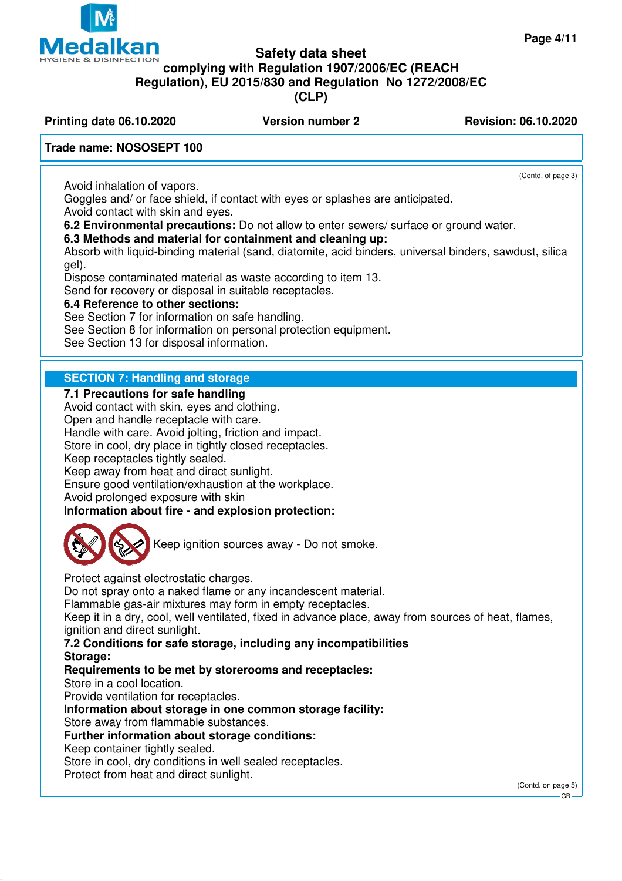Trade name: NOSOSEPT 100

(Contd. of page 3)

Avoid inhalation of vapors.
Goggles and/ or face shield, if contact with eyes or splashes are anticipated.
Avoid contact with skin and eyes.

**6.2 Environmental precautions:** Do not allow to enter sewers/ surface or ground water.

**6.3 Methods and material for containment and cleaning up:**
Absorb with liquid-binding material (sand, diatomite, acid binders, universal binders, sawdust, silica gel).
Dispose contaminated material as waste according to item 13.
Send for recovery or disposal in suitable receptacles.

**6.4 Reference to other sections:**
See Section 7 for information on safe handling.
See Section 8 for information on personal protection equipment.
See Section 13 for disposal information.

## SECTION 7: Handling and storage

**7.1 Precautions for safe handling**
Avoid contact with skin, eyes and clothing.
Open and handle receptacle with care.
Handle with care. Avoid jolting, friction and impact.
Store in cool, dry place in tightly closed receptacles.
Keep receptacles tightly sealed.
Keep away from heat and direct sunlight.
Ensure good ventilation/exhaustion at the workplace.
Avoid prolonged exposure with skin

**Information about fire - and explosion protection:**
Keep ignition sources away - Do not smoke.
Protect against electrostatic charges.
Do not spray onto a naked flame or any incandescent material.
Flammable gas-air mixtures may form in empty receptacles.
Keep it in a dry, cool, well ventilated, fixed in advance place, away from sources of heat, flames, ignition and direct sunlight.

**7.2 Conditions for safe storage, including any incompatibilities**

**Storage:**

**Requirements to be met by storerooms and receptacles:**
Store in a cool location.
Provide ventilation for receptacles.

**Information about storage in one common storage facility:**
Store away from flammable substances.

**Further information about storage conditions:**
Keep container tightly sealed.
Store in cool, dry conditions in well sealed receptacles.
Protect from heat and direct sunlight.

(Contd. on page 5)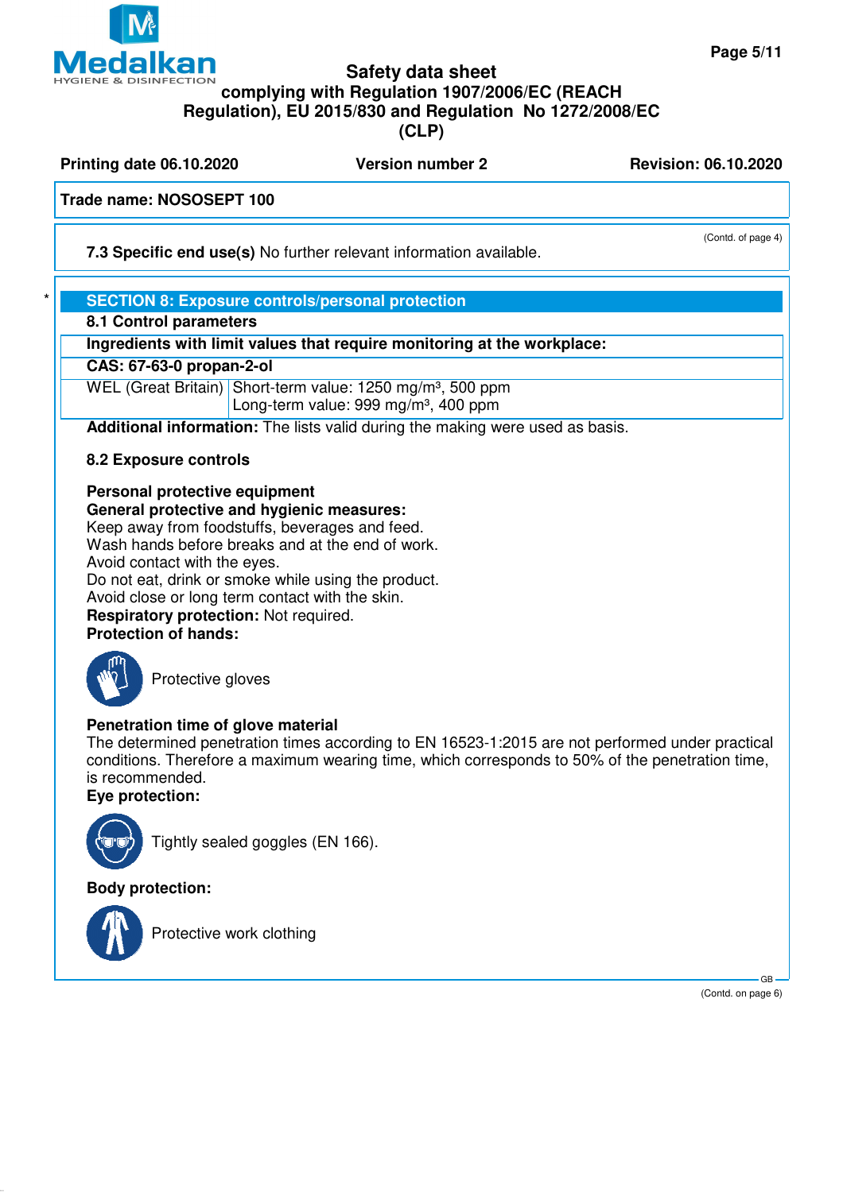**Safety data sheet**
**complying with Regulation 1907/2006/EC (REACH Regulation), EU 2015/830 and Regulation No 1272/2008/EC (CLP)**

**Printing date 06.10.2020** | **Version number 2** | **Revision: 06.10.2020**

**Trade name: NOSOSEPT 100**

(Contd. of page 4)

**7.3 Specific end use(s)** No further relevant information available.

## SECTION 8: Exposure controls/personal protection

**8.1 Control parameters**

| **Ingredients with limit values that require monitoring at the workplace:** | |
|---|---|
| **CAS: 67-63-0 propan-2-ol** | |
| WEL (Great Britain) | Short-term value: 1250 mg/m³, 500 ppm<br>Long-term value: 999 mg/m³, 400 ppm |

**Additional information:** The lists valid during the making were used as basis.

**8.2 Exposure controls**

**Personal protective equipment**
**General protective and hygienic measures:**
Keep away from foodstuffs, beverages and feed.
Wash hands before breaks and at the end of work.
Avoid contact with the eyes.
Do not eat, drink or smoke while using the product.
Avoid close or long term contact with the skin.
**Respiratory protection:** Not required.
**Protection of hands:**

Protective gloves

**Penetration time of glove material**
The determined penetration times according to EN 16523-1:2015 are not performed under practical conditions. Therefore a maximum wearing time, which corresponds to 50% of the penetration time, is recommended.
**Eye protection:**

Tightly sealed goggles (EN 166).

**Body protection:**

Protective work clothing

(Contd. on page 6)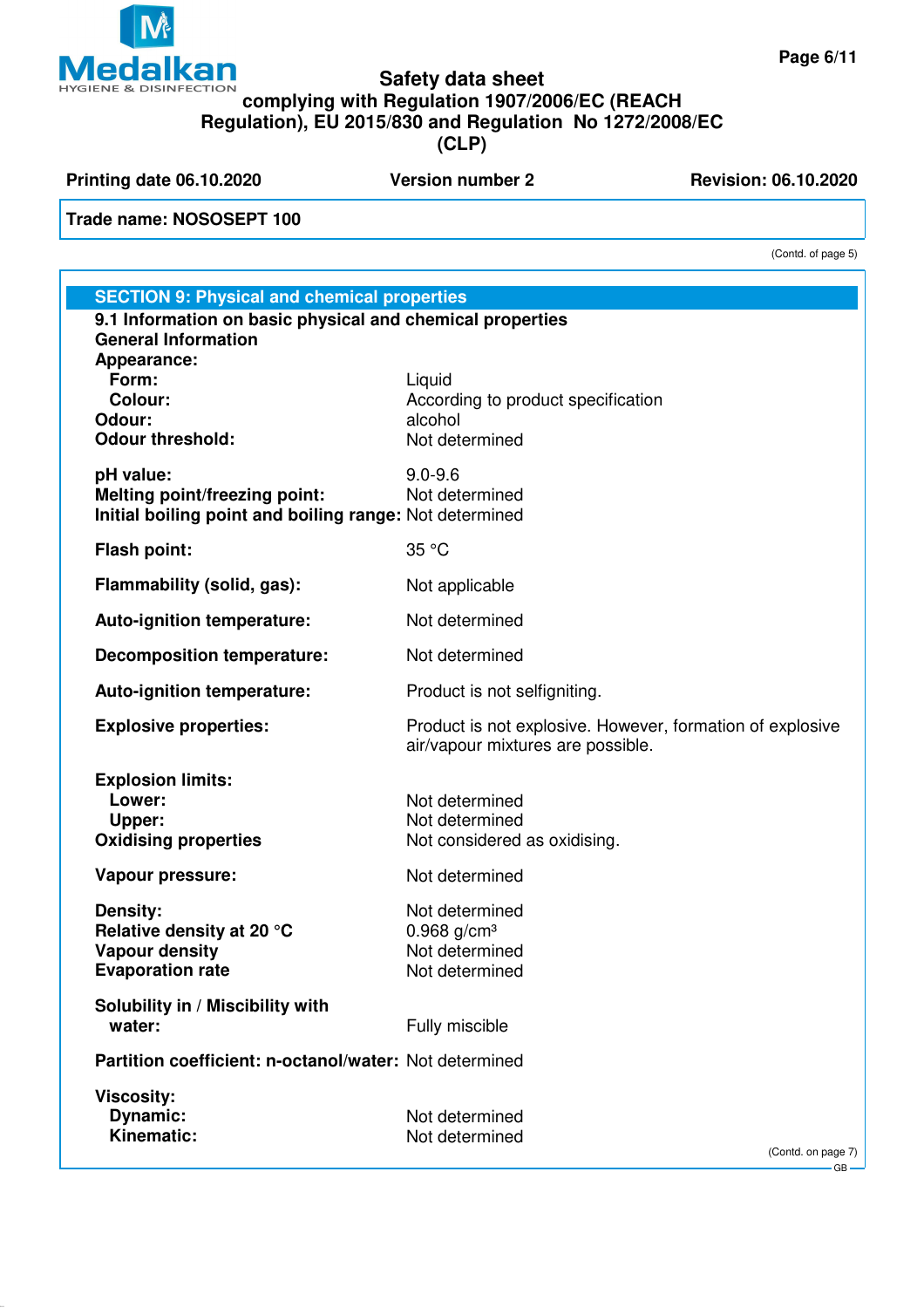**Trade name: NOSOSEPT 100**

(Contd. of page 5)

## SECTION 9: Physical and chemical properties

### 9.1 Information on basic physical and chemical properties

**General Information**

| | |
|---|---|
| **Appearance:** | |
| **Form:** | Liquid |
| **Colour:** | According to product specification |
| **Odour:** | alcohol |
| **Odour threshold:** | Not determined |
| **pH value:** | 9.0-9.6 |
| **Melting point/freezing point:** | Not determined |
| **Initial boiling point and boiling range:** | Not determined |
| **Flash point:** | 35 °C |
| **Flammability (solid, gas):** | Not applicable |
| **Auto-ignition temperature:** | Not determined |
| **Decomposition temperature:** | Not determined |
| **Auto-ignition temperature:** | Product is not selfigniting. |
| **Explosive properties:** | Product is not explosive. However, formation of explosive air/vapour mixtures are possible. |
| **Explosion limits:** | |
| **Lower:** | Not determined |
| **Upper:** | Not determined |
| **Oxidising properties** | Not considered as oxidising. |
| **Vapour pressure:** | Not determined |
| **Density:** | Not determined |
| **Relative density at 20 °C** | 0.968 g/cm³ |
| **Vapour density** | Not determined |
| **Evaporation rate** | Not determined |
| **Solubility in / Miscibility with** | |
| **water:** | Fully miscible |
| **Partition coefficient: n-octanol/water:** | Not determined |
| **Viscosity:** | |
| **Dynamic:** | Not determined |
| **Kinematic:** | Not determined |

(Contd. on page 7)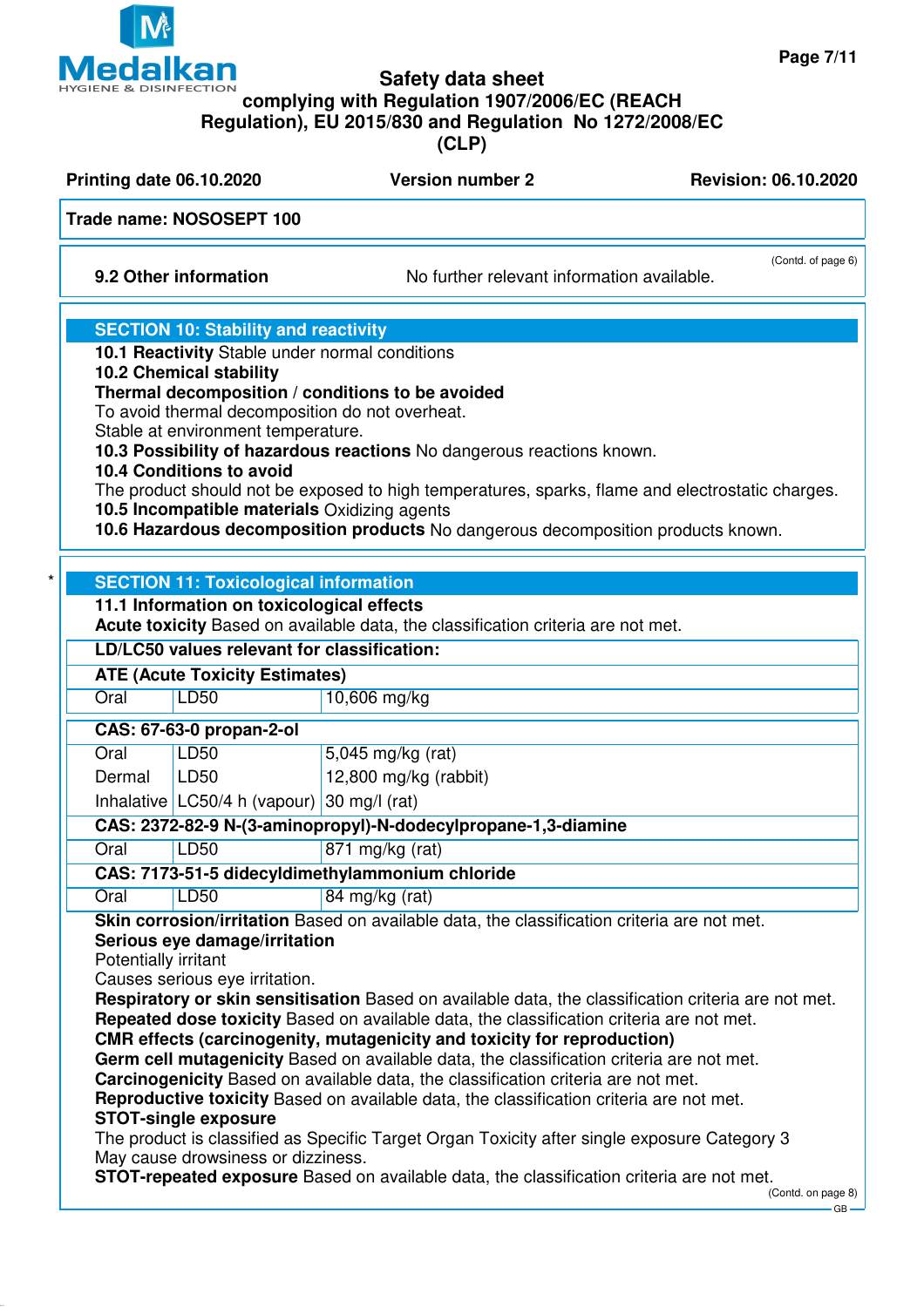Trade name: NOSOSEPT 100

(Contd. of page 6)

**9.2 Other information** No further relevant information available.

## SECTION 10: Stability and reactivity

**10.1 Reactivity** Stable under normal conditions
**10.2 Chemical stability**
**Thermal decomposition / conditions to be avoided**
To avoid thermal decomposition do not overheat.
Stable at environment temperature.
**10.3 Possibility of hazardous reactions** No dangerous reactions known.
**10.4 Conditions to avoid**
The product should not be exposed to high temperatures, sparks, flame and electrostatic charges.
**10.5 Incompatible materials** Oxidizing agents
**10.6 Hazardous decomposition products** No dangerous decomposition products known.

## SECTION 11: Toxicological information

**11.1 Information on toxicological effects**
**Acute toxicity** Based on available data, the classification criteria are not met.

**LD/LC50 values relevant for classification:**

| **ATE (Acute Toxicity Estimates)** | | |
|---|---|---|
| Oral | LD50 | 10,606 mg/kg |
| **CAS: 67-63-0 propan-2-ol** | | |
| Oral | LD50 | 5,045 mg/kg (rat) |
| Dermal | LD50 | 12,800 mg/kg (rabbit) |
| Inhalative | LC50/4 h (vapour) | 30 mg/l (rat) |
| **CAS: 2372-82-9 N-(3-aminopropyl)-N-dodecylpropane-1,3-diamine** | | |
| Oral | LD50 | 871 mg/kg (rat) |
| **CAS: 7173-51-5 didecyldimethylammonium chloride** | | |
| Oral | LD50 | 84 mg/kg (rat) |

**Skin corrosion/irritation** Based on available data, the classification criteria are not met.
**Serious eye damage/irritation**
Potentially irritant
Causes serious eye irritation.
**Respiratory or skin sensitisation** Based on available data, the classification criteria are not met.
**Repeated dose toxicity** Based on available data, the classification criteria are not met.
**CMR effects (carcinogenity, mutagenicity and toxicity for reproduction)**
**Germ cell mutagenicity** Based on available data, the classification criteria are not met.
**Carcinogenicity** Based on available data, the classification criteria are not met.
**Reproductive toxicity** Based on available data, the classification criteria are not met.
**STOT-single exposure**
The product is classified as Specific Target Organ Toxicity after single exposure Category 3
May cause drowsiness or dizziness.
**STOT-repeated exposure** Based on available data, the classification criteria are not met.

(Contd. on page 8)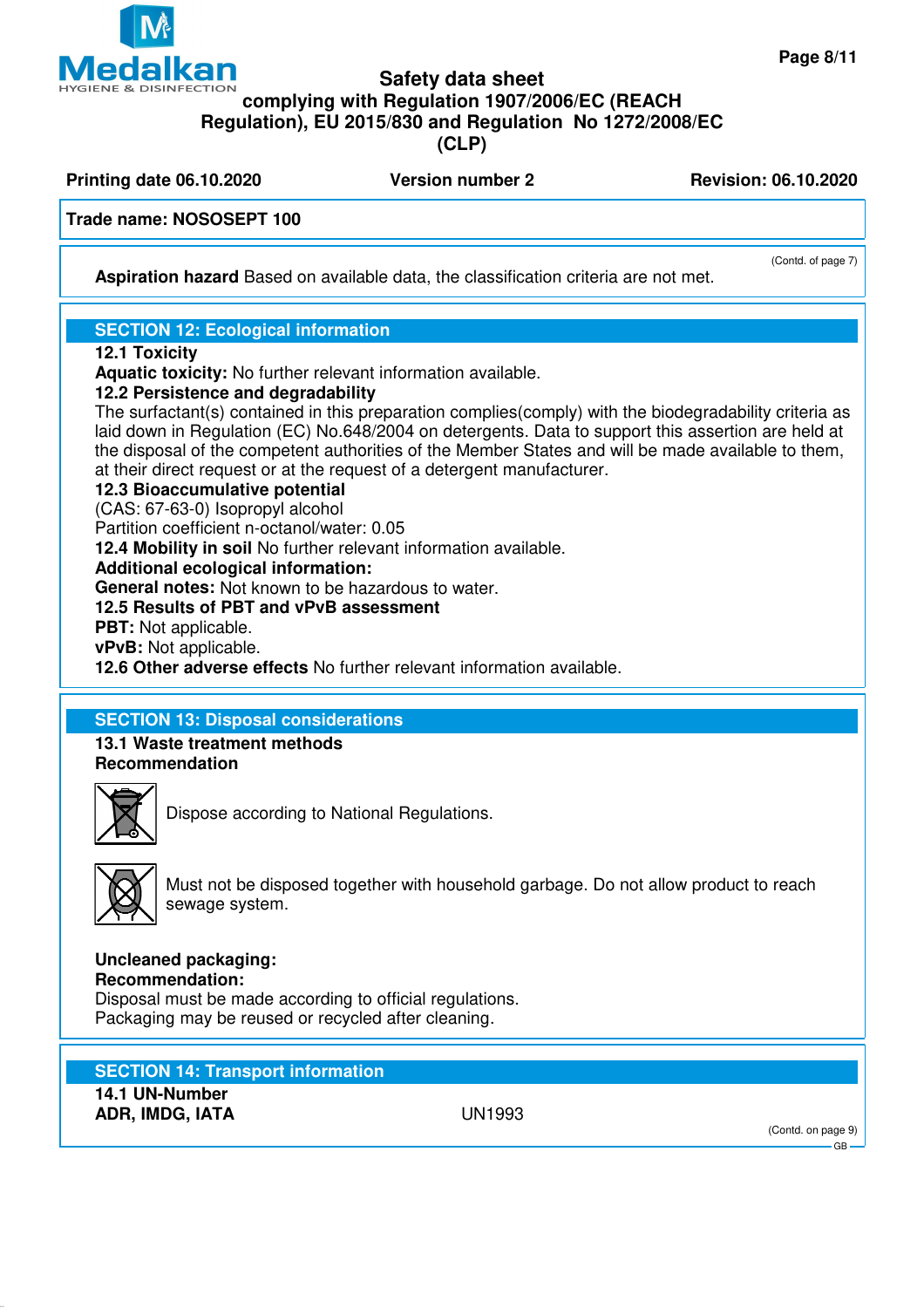**Trade name: NOSOSEPT 100**

(Contd. of page 7)

**Aspiration hazard** Based on available data, the classification criteria are not met.

## SECTION 12: Ecological information

**12.1 Toxicity**

**Aquatic toxicity:** No further relevant information available.

**12.2 Persistence and degradability**

The surfactant(s) contained in this preparation complies(comply) with the biodegradability criteria as laid down in Regulation (EC) No.648/2004 on detergents. Data to support this assertion are held at the disposal of the competent authorities of the Member States and will be made available to them, at their direct request or at the request of a detergent manufacturer.

**12.3 Bioaccumulative potential**

(CAS: 67-63-0) Isopropyl alcohol

Partition coefficient n-octanol/water: 0.05

**12.4 Mobility in soil** No further relevant information available.

**Additional ecological information:**

**General notes:** Not known to be hazardous to water.

**12.5 Results of PBT and vPvB assessment**

**PBT:** Not applicable.

**vPvB:** Not applicable.

**12.6 Other adverse effects** No further relevant information available.

## SECTION 13: Disposal considerations

**13.1 Waste treatment methods**

**Recommendation**

Dispose according to National Regulations.

Must not be disposed together with household garbage. Do not allow product to reach sewage system.

**Uncleaned packaging:**

**Recommendation:**

Disposal must be made according to official regulations.

Packaging may be reused or recycled after cleaning.

## SECTION 14: Transport information

**14.1 UN-Number**

| | |
|---|---|
| **ADR, IMDG, IATA** | UN1993 |

(Contd. on page 9)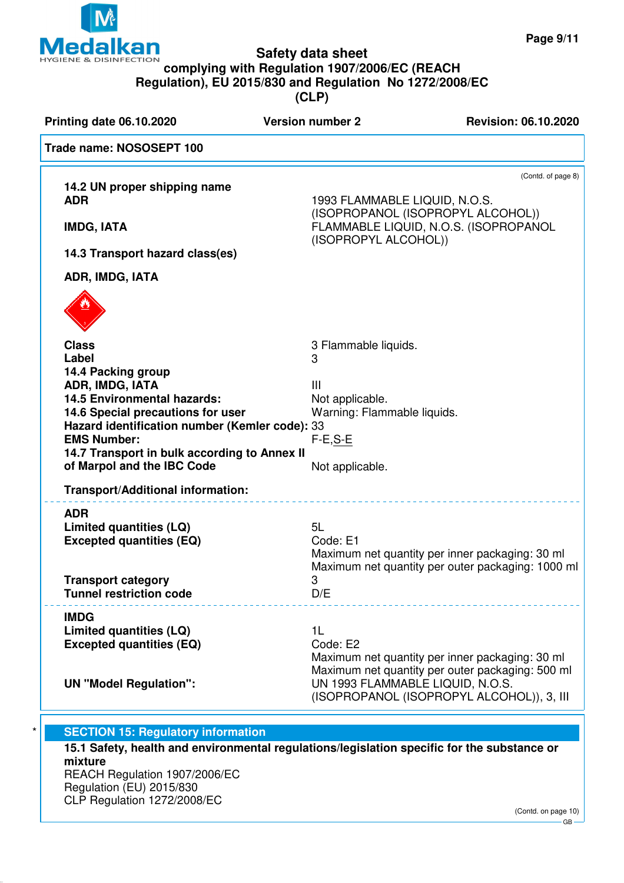Trade name: NOSOSEPT 100

(Contd. of page 8)

| | |
|---|---|
| **14.2 UN proper shipping name** | |
| **ADR** | 1993 FLAMMABLE LIQUID, N.O.S. (ISOPROPANOL (ISOPROPYL ALCOHOL)) |
| **IMDG, IATA** | FLAMMABLE LIQUID, N.O.S. (ISOPROPANOL (ISOPROPYL ALCOHOL)) |
| **14.3 Transport hazard class(es)** | |
| **ADR, IMDG, IATA** | |
| **Class** | 3 Flammable liquids. |
| **Label** | 3 |
| **14.4 Packing group** | |
| **ADR, IMDG, IATA** | III |
| **14.5 Environmental hazards:** | Not applicable. |
| **14.6 Special precautions for user** | Warning: Flammable liquids. |
| **Hazard identification number (Kemler code):** | 33 |
| **EMS Number:** | F-E,S-E |
| **14.7 Transport in bulk according to Annex II of Marpol and the IBC Code** | Not applicable. |

**Transport/Additional information:**

| | |
|---|---|
| **ADR** | |
| **Limited quantities (LQ)** | 5L |
| **Excepted quantities (EQ)** | Code: E1<br>Maximum net quantity per inner packaging: 30 ml<br>Maximum net quantity per outer packaging: 1000 ml |
| **Transport category** | 3 |
| **Tunnel restriction code** | D/E |

| | |
|---|---|
| **IMDG** | |
| **Limited quantities (LQ)** | 1L |
| **Excepted quantities (EQ)** | Code: E2<br>Maximum net quantity per inner packaging: 30 ml<br>Maximum net quantity per outer packaging: 500 ml |
| **UN "Model Regulation":** | UN 1993 FLAMMABLE LIQUID, N.O.S. (ISOPROPANOL (ISOPROPYL ALCOHOL)), 3, III |

\* **SECTION 15: Regulatory information**

**15.1 Safety, health and environmental regulations/legislation specific for the substance or mixture**

REACH Regulation 1907/2006/EC
Regulation (EU) 2015/830
CLP Regulation 1272/2008/EC

(Contd. on page 10)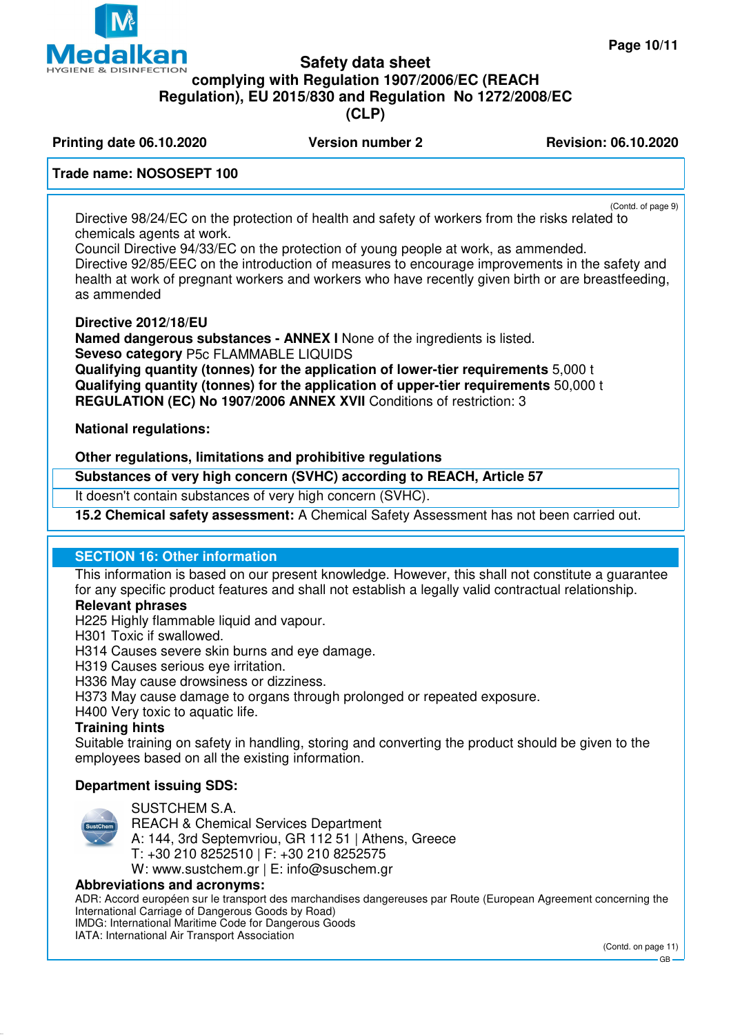Directive 98/24/EC on the protection of health and safety of workers from the risks related to chemicals agents at work.
Council Directive 94/33/EC on the protection of young people at work, as ammended.
Directive 92/85/EEC on the introduction of measures to encourage improvements in the safety and health at work of pregnant workers and workers who have recently given birth or are breastfeeding, as ammended

**Directive 2012/18/EU**
**Named dangerous substances - ANNEX I** None of the ingredients is listed.
**Seveso category** P5c FLAMMABLE LIQUIDS
**Qualifying quantity (tonnes) for the application of lower-tier requirements** 5,000 t
**Qualifying quantity (tonnes) for the application of upper-tier requirements** 50,000 t
**REGULATION (EC) No 1907/2006 ANNEX XVII** Conditions of restriction: 3

**National regulations:**

**Other regulations, limitations and prohibitive regulations**

**Substances of very high concern (SVHC) according to REACH, Article 57**

It doesn't contain substances of very high concern (SVHC).

**15.2 Chemical safety assessment:** A Chemical Safety Assessment has not been carried out.

## SECTION 16: Other information

This information is based on our present knowledge. However, this shall not constitute a guarantee for any specific product features and shall not establish a legally valid contractual relationship.

**Relevant phrases**
H225 Highly flammable liquid and vapour.
H301 Toxic if swallowed.
H314 Causes severe skin burns and eye damage.
H319 Causes serious eye irritation.
H336 May cause drowsiness or dizziness.
H373 May cause damage to organs through prolonged or repeated exposure.
H400 Very toxic to aquatic life.

**Training hints**
Suitable training on safety in handling, storing and converting the product should be given to the employees based on all the existing information.

**Department issuing SDS:**

SUSTCHEM S.A.
REACH & Chemical Services Department
A: 144, 3rd Septemvriou, GR 112 51 | Athens, Greece
T: +30 210 8252510 | F: +30 210 8252575
W: www.sustchem.gr | E: info@suschem.gr

**Abbreviations and acronyms:**
ADR: Accord européen sur le transport des marchandises dangereuses par Route (European Agreement concerning the International Carriage of Dangerous Goods by Road)
IMDG: International Maritime Code for Dangerous Goods
IATA: International Air Transport Association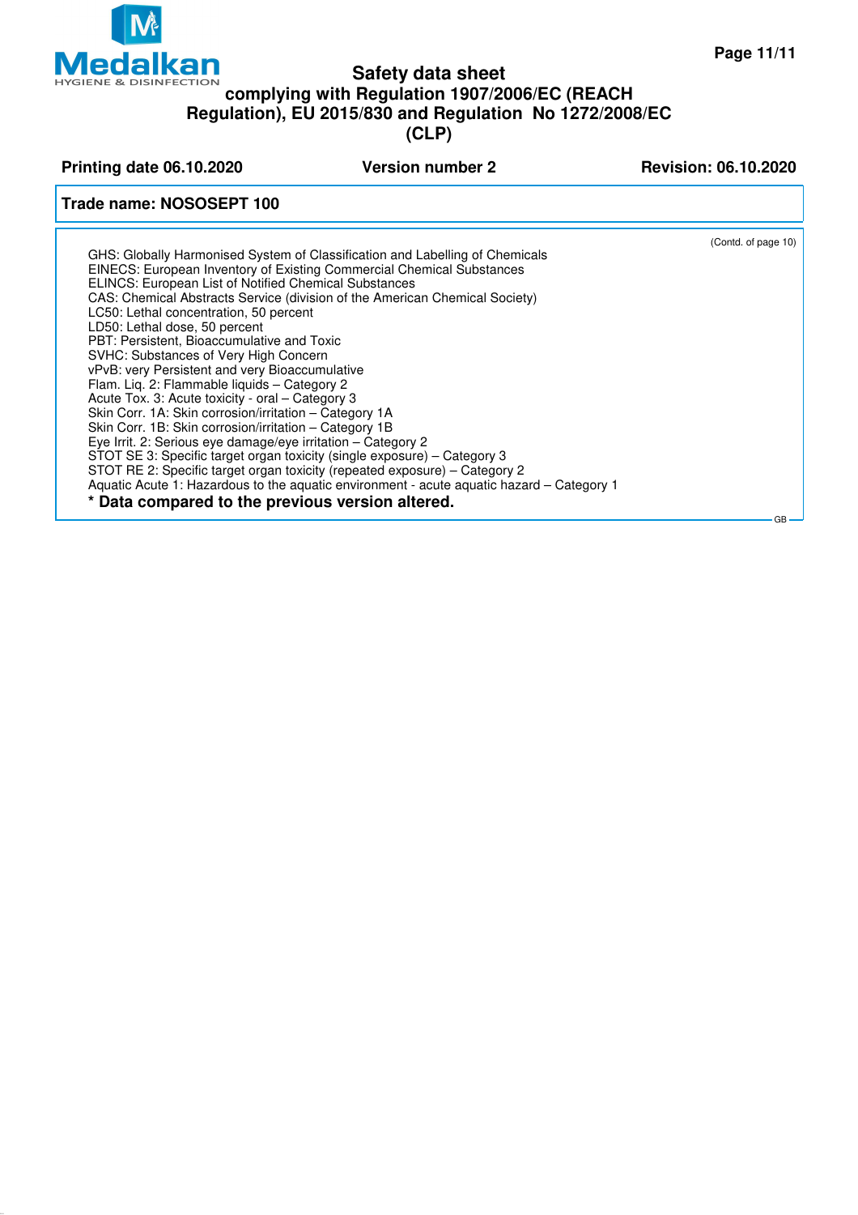**Trade name: NOSOSEPT 100**

(Contd. of page 10)

GHS: Globally Harmonised System of Classification and Labelling of Chemicals
EINECS: European Inventory of Existing Commercial Chemical Substances
ELINCS: European List of Notified Chemical Substances
CAS: Chemical Abstracts Service (division of the American Chemical Society)
LC50: Lethal concentration, 50 percent
LD50: Lethal dose, 50 percent
PBT: Persistent, Bioaccumulative and Toxic
SVHC: Substances of Very High Concern
vPvB: very Persistent and very Bioaccumulative
Flam. Liq. 2: Flammable liquids – Category 2
Acute Tox. 3: Acute toxicity - oral – Category 3
Skin Corr. 1A: Skin corrosion/irritation – Category 1A
Skin Corr. 1B: Skin corrosion/irritation – Category 1B
Eye Irrit. 2: Serious eye damage/eye irritation – Category 2
STOT SE 3: Specific target organ toxicity (single exposure) – Category 3
STOT RE 2: Specific target organ toxicity (repeated exposure) – Category 2
Aquatic Acute 1: Hazardous to the aquatic environment - acute aquatic hazard – Category 1

**\* Data compared to the previous version altered.**

GB